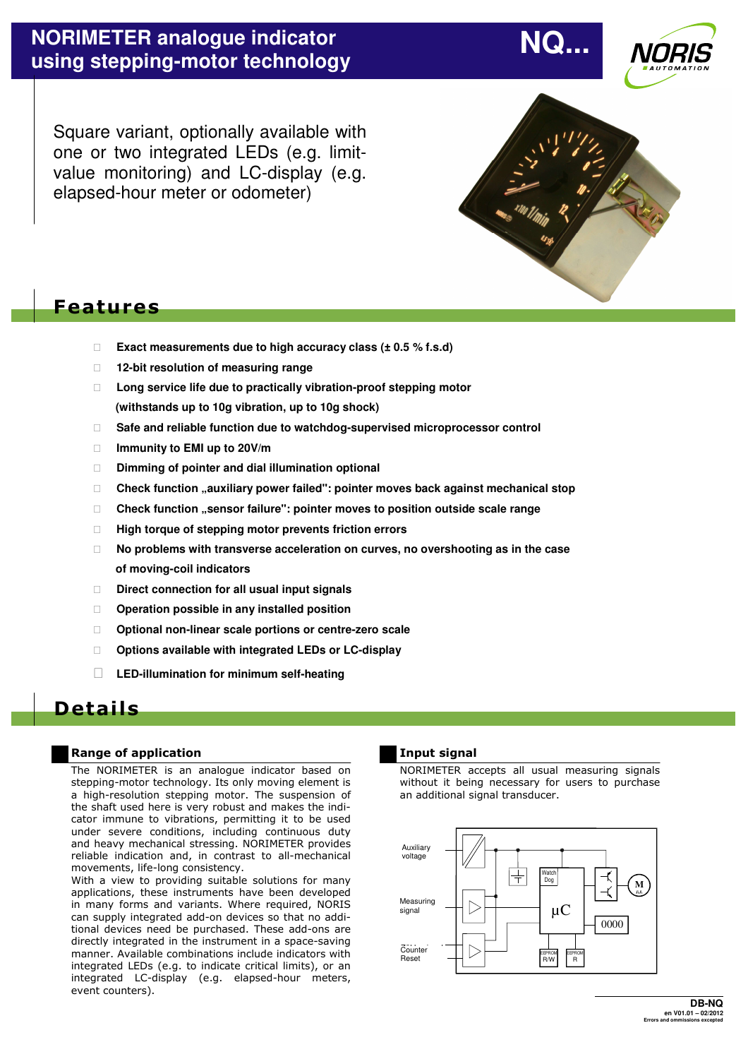# NORIMETER analogue indicator using stepping-motor technology

NQ...

Square variant, optionally available with one or two integrated LEDs (e.g. limit-value monitoring) and LC-display (e.g. elapsed-hour meter or odometer)

## Features

- Exact measurements due to high accuracy class (± 0.5 % f.s.d)
- 12-bit resolution of measuring range
- Long service life due to practically vibration-proof stepping motor (withstands up to 10g vibration, up to 10g shock)
- Safe and reliable function due to watchdog-supervised microprocessor control
- Immunity to EMI up to 20V/m
- Dimming of pointer and dial illumination optional
- Check function „auxiliary power failed": pointer moves back against mechanical stop
- Check function „sensor failure": pointer moves to position outside scale range
- High torque of stepping motor prevents friction errors
- No problems with transverse acceleration on curves, no overshooting as in the case of moving-coil indicators
- Direct connection for all usual input signals
- Operation possible in any installed position
- Optional non-linear scale portions or centre-zero scale
- Options available with integrated LEDs or LC-display
- LED-illumination for minimum self-heating

## Details

### Range of application

The NORIMETER is an analogue indicator based on stepping-motor technology. Its only moving element is a high-resolution stepping motor. The suspension of the shaft used here is very robust and makes the indicator immune to vibrations, permitting it to be used under severe conditions, including continuous duty and heavy mechanical stressing. NORIMETER provides reliable indication and, in contrast to all-mechanical movements, life-long consistency.

With a view to providing suitable solutions for many applications, these instruments have been developed in many forms and variants. Where required, NORIS can supply integrated add-on devices so that no additional devices need be purchased. These add-ons are directly integrated in the instrument in a space-saving manner. Available combinations include indicators with integrated LEDs (e.g. to indicate critical limits), or an integrated LC-display (e.g. elapsed-hour meters, event counters).

### Input signal

NORIMETER accepts all usual measuring signals without it being necessary for users to purchase an additional signal transducer.

Auxiliary voltage
Measuring signal
Counter Reset
Watch Dog
µC
0000
EEPROM R/W
EEPROM R
M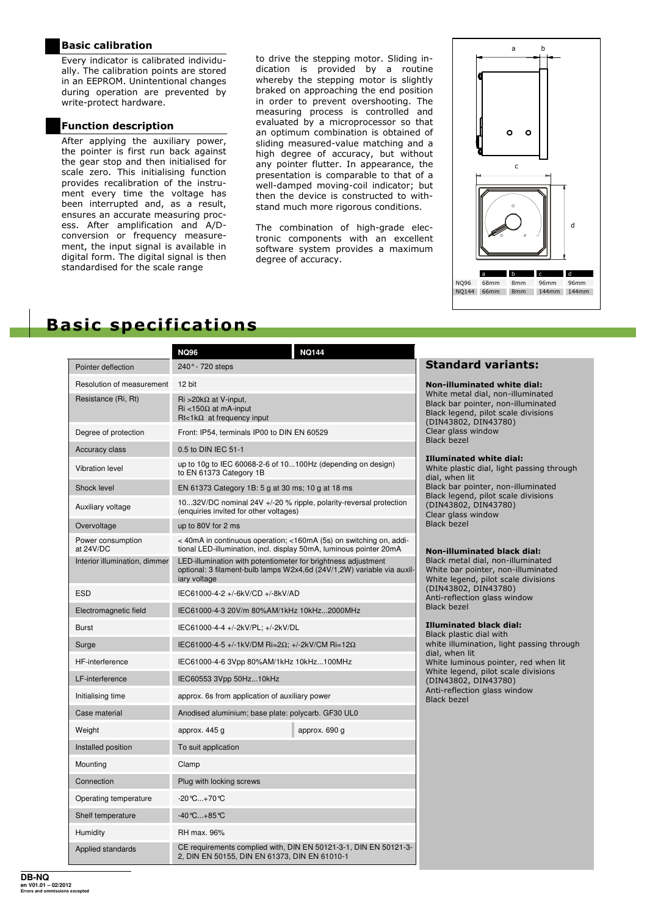## Basic calibration

Every indicator is calibrated individually. The calibration points are stored in an EEPROM. Unintentional changes during operation are prevented by write-protect hardware.

## Function description

After applying the auxiliary power, the pointer is first run back against the gear stop and then initialised for scale zero. This initialising function provides recalibration of the instrument every time the voltage has been interrupted and, as a result, ensures an accurate measuring process. After amplification and A/D-conversion or frequency measurement, the input signal is available in digital form. The digital signal is then standardised for the scale range to drive the stepping motor. Sliding indication is provided by a routine whereby the stepping motor is slightly braked on approaching the end position in order to prevent overshooting. The measuring process is controlled and evaluated by a microprocessor so that an optimum combination is obtained of sliding measured-value matching and a high degree of accuracy, but without any pointer flutter. In appearance, the presentation is comparable to that of a well-damped moving-coil indicator; but then the device is constructed to withstand much more rigorous conditions.

The combination of high-grade electronic components with an excellent software system provides a maximum degree of accuracy.

| | a | b | c | d |
|---|---|---|---|---|
| NQ96 | 68mm | 8mm | 96mm | 96mm |
| NQ144 | 66mm | 8mm | 144mm | 144mm |

# Basic specifications

| | NQ96 | NQ144 |
|---|---|---|
| Pointer deflection | 240° - 720 steps | |
| Resolution of measurement | 12 bit | |
| Resistance (Ri, Rt) | Ri >20kΩ at V-input, Ri <150Ω at mA-input Rt<1kΩ at frequency input | |
| Degree of protection | Front: IP54, terminals IP00 to DIN EN 60529 | |
| Accuracy class | 0.5 to DIN IEC 51-1 | |
| Vibration level | up to 10g to IEC 60068-2-6 of 10...100Hz (depending on design) to EN 61373 Category 1B | |
| Shock level | EN 61373 Category 1B: 5 g at 30 ms; 10 g at 18 ms | |
| Auxiliary voltage | 10...32V/DC nominal 24V +/-20 % ripple, polarity-reversal protection (enquiries invited for other voltages) | |
| Overvoltage | up to 80V for 2 ms | |
| Power consumption at 24V/DC | < 40mA in continuous operation; <160mA (5s) on switching on, additional LED-illumination, incl. display 50mA, luminous pointer 20mA | |
| Interior illumination, dimmer | LED-illumination with potentiometer for brightness adjustment optional: 3 filament-bulb lamps W2x4,6d (24V/1,2W) variable via auxiliary voltage | |
| ESD | IEC61000-4-2 +/-6kV/CD +/-8kV/AD | |
| Electromagnetic field | IEC61000-4-3 20V/m 80%AM/1kHz 10kHz...2000MHz | |
| Burst | IEC61000-4-4 +/-2kV/PL; +/-2kV/DL | |
| Surge | IEC61000-4-5 +/-1kV/DM Ri=2Ω; +/-2kV/CM Ri=12Ω | |
| HF-interference | IEC61000-4-6 3Vpp 80%AM/1kHz 10kHz...100MHz | |
| LF-interference | IEC60553 3Vpp 50Hz...10kHz | |
| Initialising time | approx. 6s from application of auxiliary power | |
| Case material | Anodised aluminium; base plate: polycarb. GF30 UL0 | |
| Weight | approx. 445 g | approx. 690 g |
| Installed position | To suit application | |
| Mounting | Clamp | |
| Connection | Plug with locking screws | |
| Operating temperature | -20°C...+70°C | |
| Shelf temperature | -40°C...+85°C | |
| Humidity | RH max. 96% | |
| Applied standards | CE requirements complied with, DIN EN 50121-3-1, DIN EN 50121-3-2, DIN EN 50155, DIN EN 61373, DIN EN 61010-1 | |

## Standard variants:

**Non-illuminated white dial:**
White metal dial, non-illuminated
Black bar pointer, non-illuminated
Black legend, pilot scale divisions (DIN43802, DIN43780)
Clear glass window
Black bezel

**Illuminated white dial:**
White plastic dial, light passing through dial, when lit
Black bar pointer, non-illuminated
Black legend, pilot scale divisions (DIN43802, DIN43780)
Clear glass window
Black bezel

**Non-illuminated black dial:**
Black metal dial, non-illuminated
White bar pointer, non-illuminated
White legend, pilot scale divisions (DIN43802, DIN43780)
Anti-reflection glass window
Black bezel

**Illuminated black dial:**
Black plastic dial with white illumination, light passing through dial, when lit
White luminous pointer, red when lit
White legend, pilot scale divisions (DIN43802, DIN43780)
Anti-reflection glass window
Black bezel

**DB-NQ**
en V01.01 – 02/2012
Errors and ommissions excepted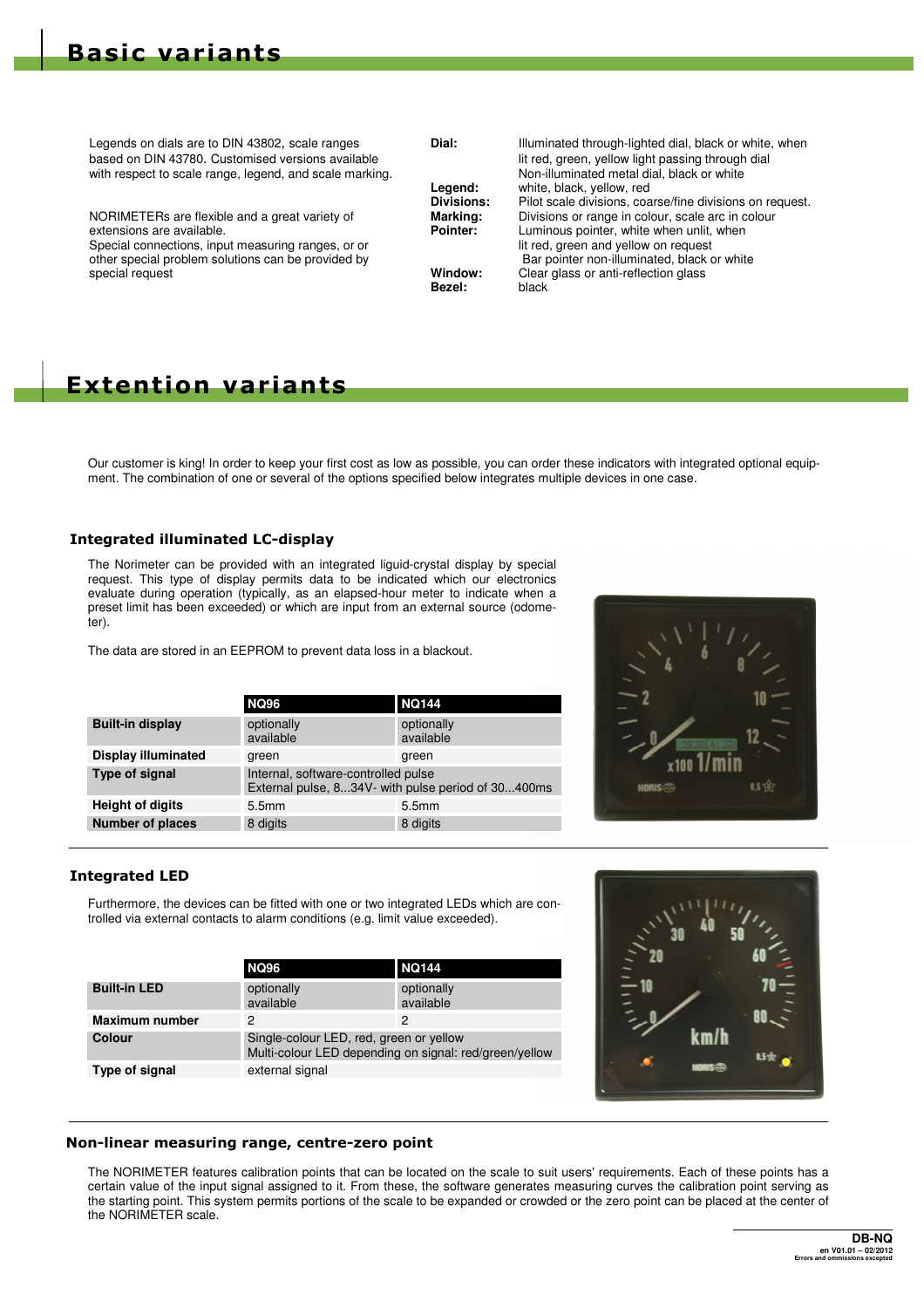# Basic variants

Legends on dials are to DIN 43802, scale ranges based on DIN 43780. Customised versions available with respect to scale range, legend, and scale marking.

NORIMETERs are flexible and a great variety of extensions are available.
Special connections, input measuring ranges, or or other special problem solutions can be provided by special request

| | |
|---|---|
| **Dial:** | Illuminated through-lighted dial, black or white, when lit red, green, yellow light passing through dial<br>Non-illuminated metal dial, black or white |
| **Legend:** | white, black, yellow, red |
| **Divisions:** | Pilot scale divisions, coarse/fine divisions on request. |
| **Marking:** | Divisions or range in colour, scale arc in colour |
| **Pointer:** | Luminous pointer, white when unlit, when lit red, green and yellow on request<br>Bar pointer non-illuminated, black or white |
| **Window:** | Clear glass or anti-reflection glass |
| **Bezel:** | black |

# Extention variants

Our customer is king! In order to keep your first cost as low as possible, you can order these indicators with integrated optional equipment. The combination of one or several of the options specified below integrates multiple devices in one case.

### Integrated illuminated LC-display

The Norimeter can be provided with an integrated liguid-crystal display by special request. This type of display permits data to be indicated which our electronics evaluate during operation (typically, as an elapsed-hour meter to indicate when a preset limit has been exceeded) or which are input from an external source (odometer).

The data are stored in an EEPROM to prevent data loss in a blackout.

| | NQ96 | NQ144 |
|---|---|---|
| **Built-in display** | optionally available | optionally available |
| **Display illuminated** | green | green |
| **Type of signal** | Internal, software-controlled pulse<br>External pulse, 8...34V- with pulse period of 30...400ms | |
| **Height of digits** | 5.5mm | 5.5mm |
| **Number of places** | 8 digits | 8 digits |

### Integrated LED

Furthermore, the devices can be fitted with one or two integrated LEDs which are controlled via external contacts to alarm conditions (e.g. limit value exceeded).

| | NQ96 | NQ144 |
|---|---|---|
| **Built-in LED** | optionally available | optionally available |
| **Maximum number** | 2 | 2 |
| **Colour** | Single-colour LED, red, green or yellow<br>Multi-colour LED depending on signal: red/green/yellow | |
| **Type of signal** | external signal | |

### Non-linear measuring range, centre-zero point

The NORIMETER features calibration points that can be located on the scale to suit users' requirements. Each of these points has a certain value of the input signal assigned to it. From these, the software generates measuring curves the calibration point serving as the starting point. This system permits portions of the scale to be expanded or crowded or the zero point can be placed at the center of the NORIMETER scale.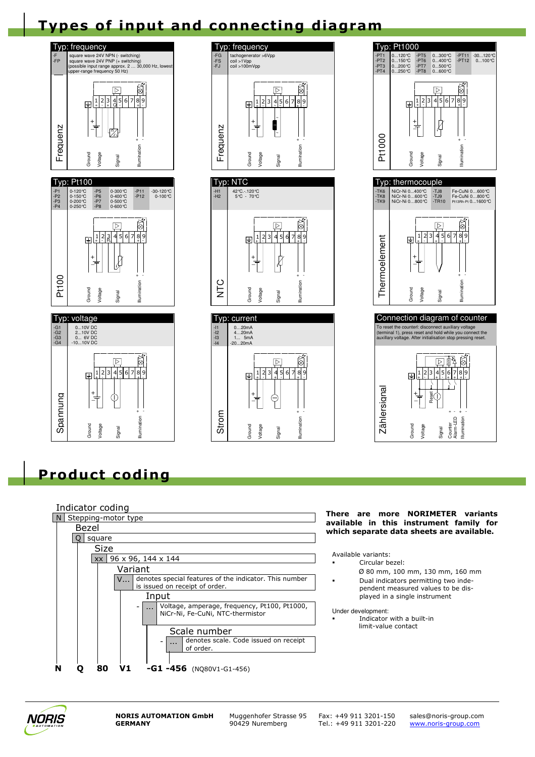# Types of input and connecting diagram

## Typ: frequency

| | |
|---|---|
| -F | square wave 24V NPN (- switching) |
| -FP | square wave 24V PNP (+ switching) (possible input range approx. 2 … 30,000 Hz, lowest upper-range frequency 50 Hz) |

Frequenz

1 2 3 4 5 6 7 8 9

Ground Voltage Signal Illumination

## Typ: frequency

| | |
|---|---|
| -FG | tachogenerator >6Vpp |
| -FS | coil >1Vpp |
| -FJ | coil >100mVpp |

Frequenz

1 2 3 4 5 6 7 8 9

Ground Voltage Signal Illumination

## Typ: Pt1000

| | | | | | |
|---|---|---|---|---|---|
| -PT1 | 0…120°C | -PT5 | 0…300°C | -PT11 | -30…120°C |
| -PT2 | 0…150°C | -PT6 | 0…400°C | -PT12 | 0…100°C |
| -PT3 | 0…200°C | -PT7 | 0…500°C | | |
| -PT4 | 0…250°C | -PT8 | 0…600°C | | |

Pt1000

1 2 3 4 5 6 7 8 9

Ground Voltage Signal Illumination

## Typ: Pt100

| | | | | | |
|---|---|---|---|---|---|
| -P1 | 0-120°C | -P5 | 0-300°C | -P11 | -30-120°C |
| -P2 | 0-150°C | -P6 | 0-400°C | -P12 | 0-100°C |
| -P3 | 0-200°C | -P7 | 0-500°C | | |
| -P4 | 0-250°C | -P8 | 0-600°C | | |

Pt100

1 2 3 4 5 6 7 8 9

Ground Voltage Signal Illumination

## Typ: NTC

| | |
|---|---|
| -H1 | 42°C.-120°C |
| -H2 | 5°C - 70°C |

NTC

1 2 3 4 5 6 7 8 9

Ground Voltage Signal Illumination

## Typ: thermocouple

| | | | |
|---|---|---|---|
| -TK6 | NiCr-Ni 0…400°C | -TJ8 | Fe-CuNi 0…600°C |
| -TK8 | NiCr-Ni 0…600°C | -TJ9 | Fe-CuNi 0…800°C |
| -TK9 | NiCr-Ni 0…800°C | -TR10 | Pt13Rh-Pt 0…1600°C |

Thermoelement

1 2 3 4 5 6 7 8 9

Ground Voltage Signal Illumination

## Typ: voltage

| | |
|---|---|
| -G1 | 0…10V DC |
| -G2 | 2…10V DC |
| -G3 | 0… 6V DC |
| -G4 | -10…10V DC |

Spannung

1 2 3 4 5 6 7 8 9

Ground Voltage Signal Illumination

## Typ: current

| | |
|---|---|
| -I1 | 0…20mA |
| -I2 | 4…20mA |
| -I3 | 1… 5mA |
| -I4 | -20…20mA |

Strom

1 2 3 4 5 6 7 8 9

Ground Voltage Signal Illumination

## Connection diagram of counter

To reset the counter: disconnect auxiliary voltage (terminal 1), press reset and hold while you connect the auxiliary voltage. After initialisation stop pressing reset.

Zählersignal

1 2 3 4 5 6 7 8 9

Reset

Ground Voltage Signal Counter Alarm-LED Illumination

# Product coding

**Indicator coding**

- **N** Stepping-motor type
  - **Bezel**
    - **Q** square
      - **Size**
        - **xx** 96 x 96, 144 x 144
          - **Variant**
            - **V…** denotes special features of the indicator. This number is issued on receipt of order.
              - **Input**
                - **- …** Voltage, amperage, frequency, Pt100, Pt1000, NiCr-Ni, Fe-CuNi, NTC-thermistor
                  - **Scale number**
                    - **- …** denotes scale. Code issued on receipt of order.

**N Q 80 V1 -G1 -456** (NQ80V1-G1-456)

**There are more NORIMETER variants available in this instrument family for which separate data sheets are available.**

Available variants:

- Circular bezel:
  Ø 80 mm, 100 mm, 130 mm, 160 mm
- Dual indicators permitting two independent measured values to be displayed in a single instrument

Under development:

- Indicator with a built-in limit-value contact

**NORIS AUTOMATION GmbH**
**GERMANY**

Muggenhofer Strasse 95
90429 Nuremberg

Fax: +49 911 3201-150
Tel.: +49 911 3201-220

sales@noris-group.com
www.noris-group.com